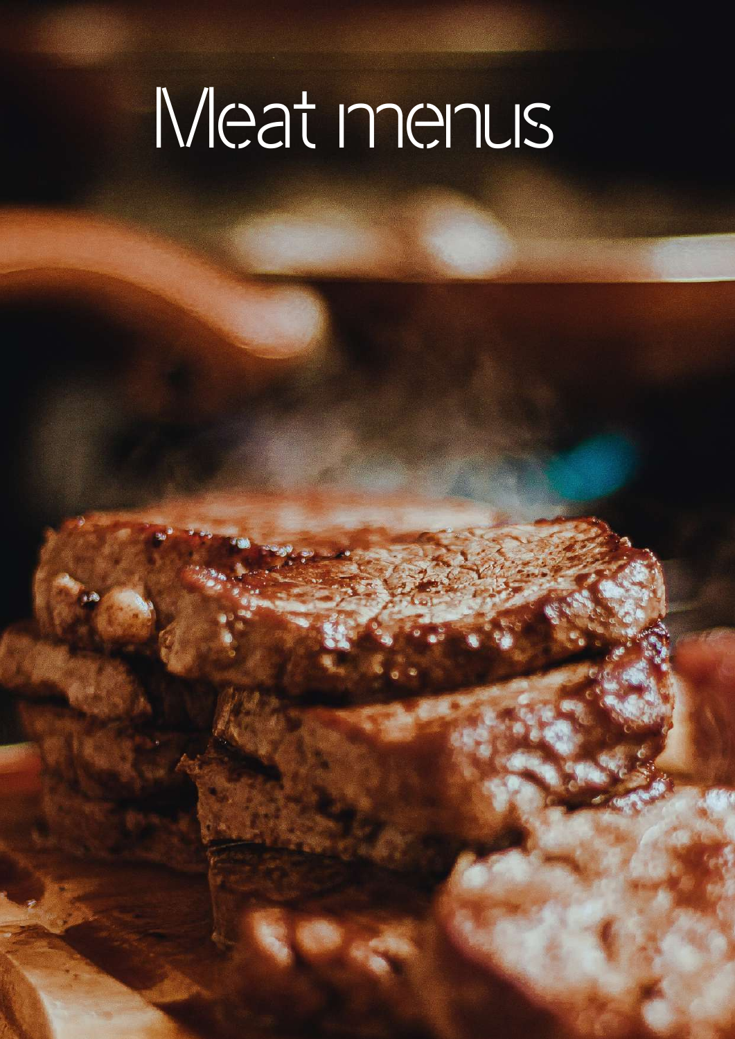# Meat menus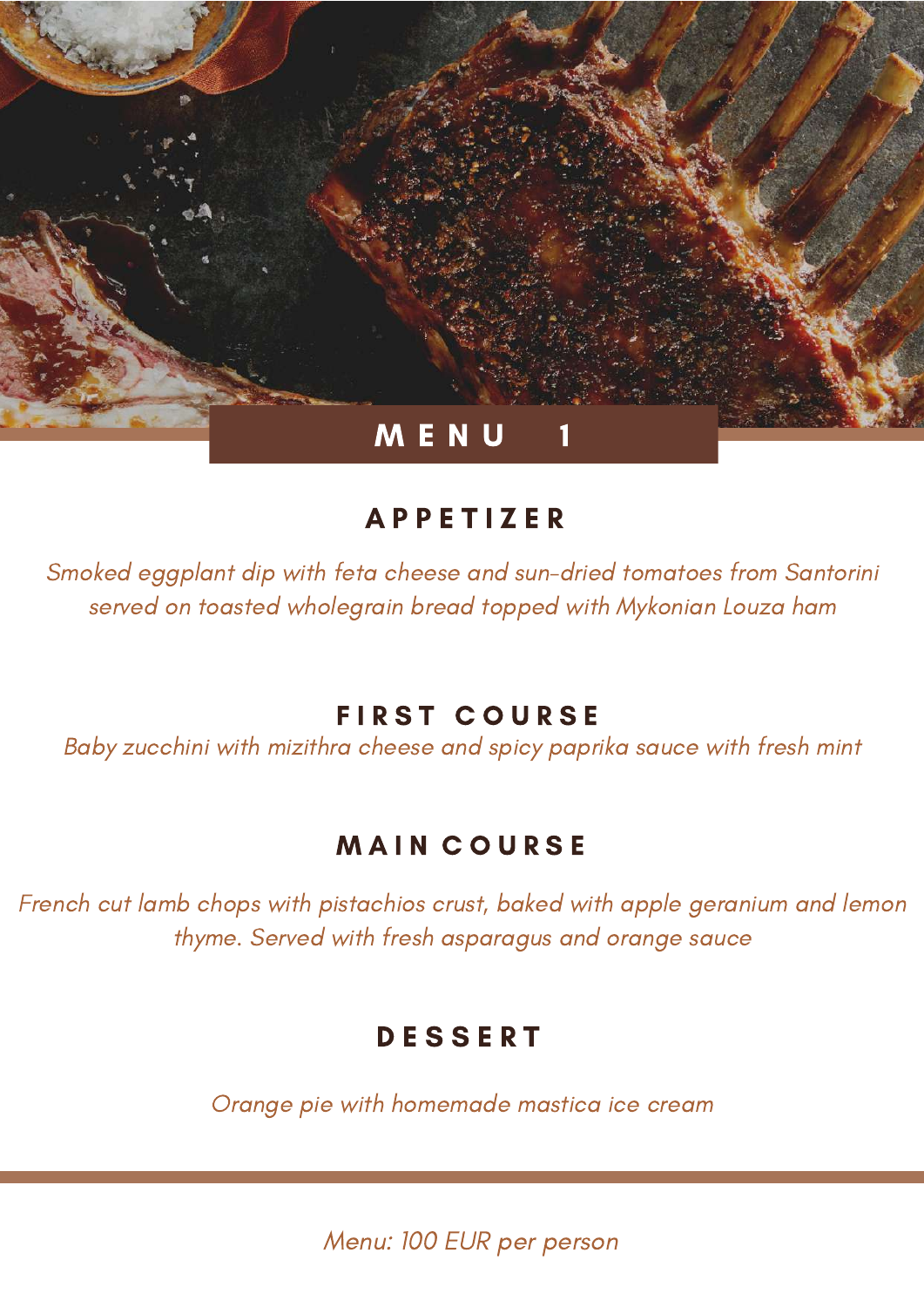# MENU 1

## APPETIZER

*Smoked eggplant dip with feta cheese and sun-dried tomatoes from Santorini served on toasted wholegrain bread topped with Mykonian Louza ham*

## FIRST COURSE

*Baby zucchini with mizithra cheese and spicy paprika sauce with fresh mint*

## MAIN COURSE

*French cut lamb chops with pistachios crust, baked with apple geranium and lemon thyme. Served with fresh asparagus and orange sauce*

## DESSERT

*Orange pie with homemade mastica ice cream*

---

*Menu: 100 EUR per person*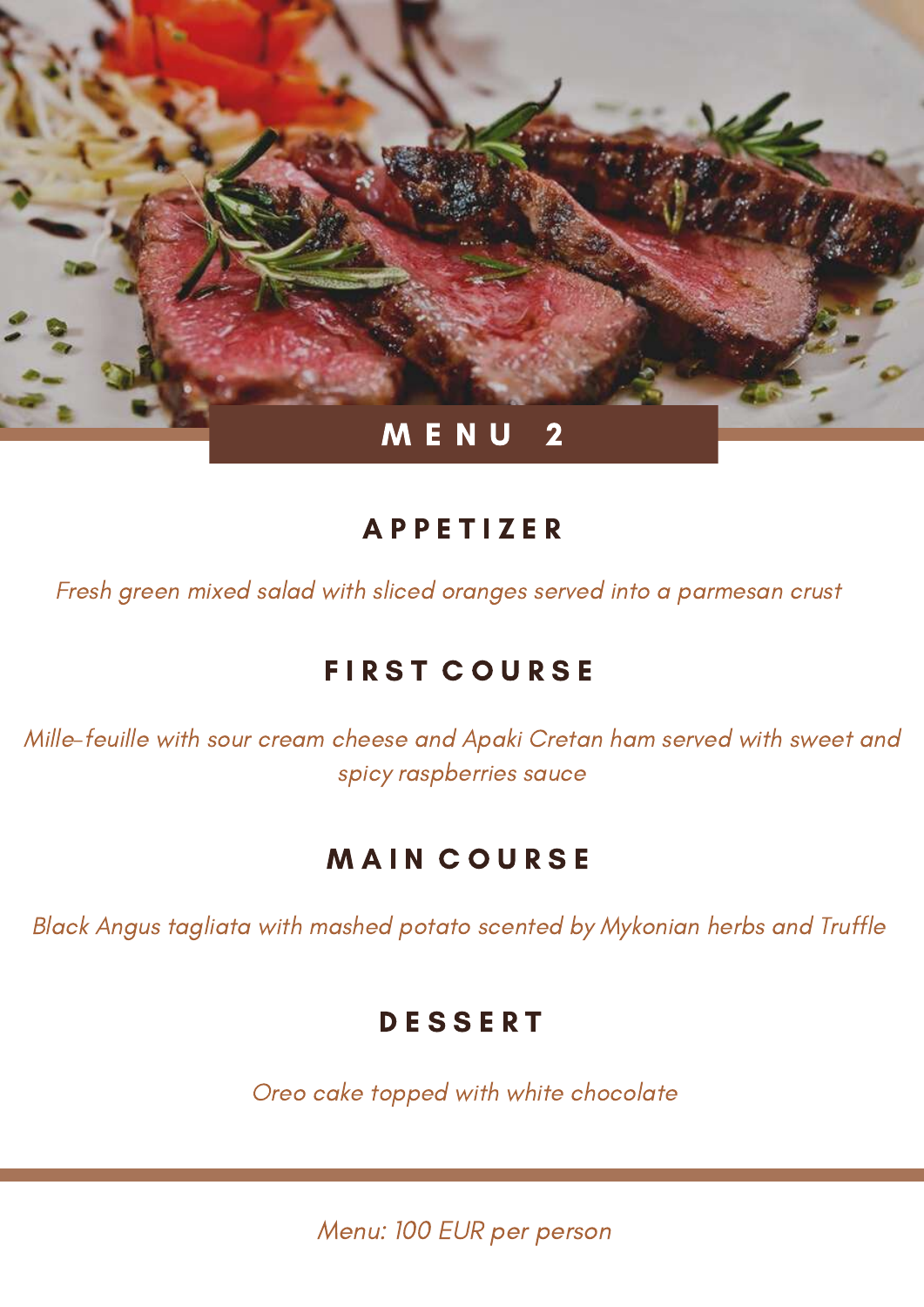# MENU 2

## APPETIZER

*Fresh green mixed salad with sliced oranges served into a parmesan crust*

## FIRST COURSE

*Mille-feuille with sour cream cheese and Apaki Cretan ham served with sweet and spicy raspberries sauce*

## MAIN COURSE

*Black Angus tagliata with mashed potato scented by Mykonian herbs and Truffle*

## DESSERT

*Oreo cake topped with white chocolate*

---

*Menu: 100 EUR per person*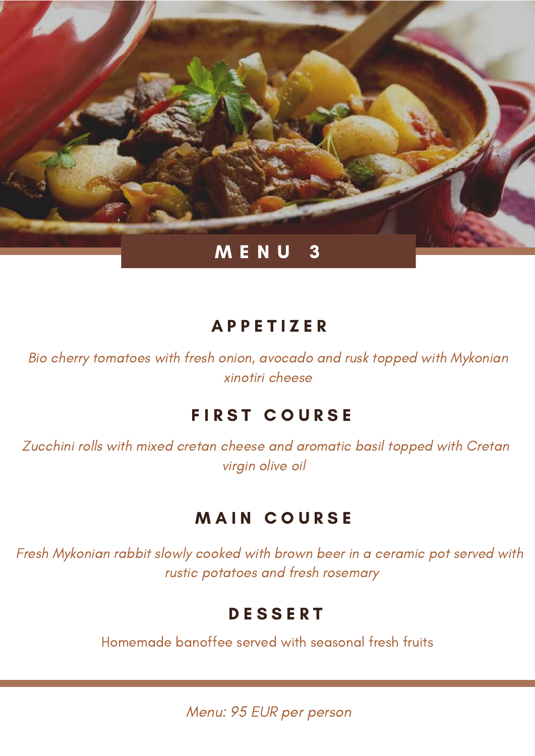# MENU 3

## APPETIZER

*Bio cherry tomatoes with fresh onion, avocado and rusk topped with Mykonian xinotiri cheese*

## FIRST COURSE

*Zucchini rolls with mixed cretan cheese and aromatic basil topped with Cretan virgin olive oil*

## MAIN COURSE

*Fresh Mykonian rabbit slowly cooked with brown beer in a ceramic pot served with rustic potatoes and fresh rosemary*

## DESSERT

Homemade banoffee served with seasonal fresh fruits

---

*Menu: 95 EUR per person*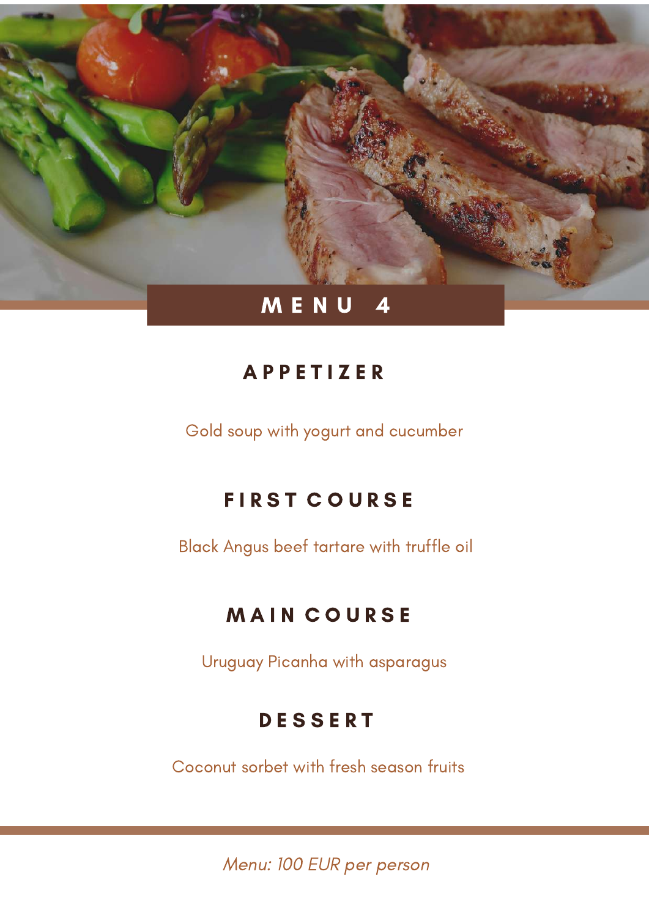# MENU 4

## APPETIZER

Gold soup with yogurt and cucumber

## FIRST COURSE

Black Angus beef tartare with truffle oil

## MAIN COURSE

Uruguay Picanha with asparagus

## DESSERT

Coconut sorbet with fresh season fruits

*Menu: 100 EUR per person*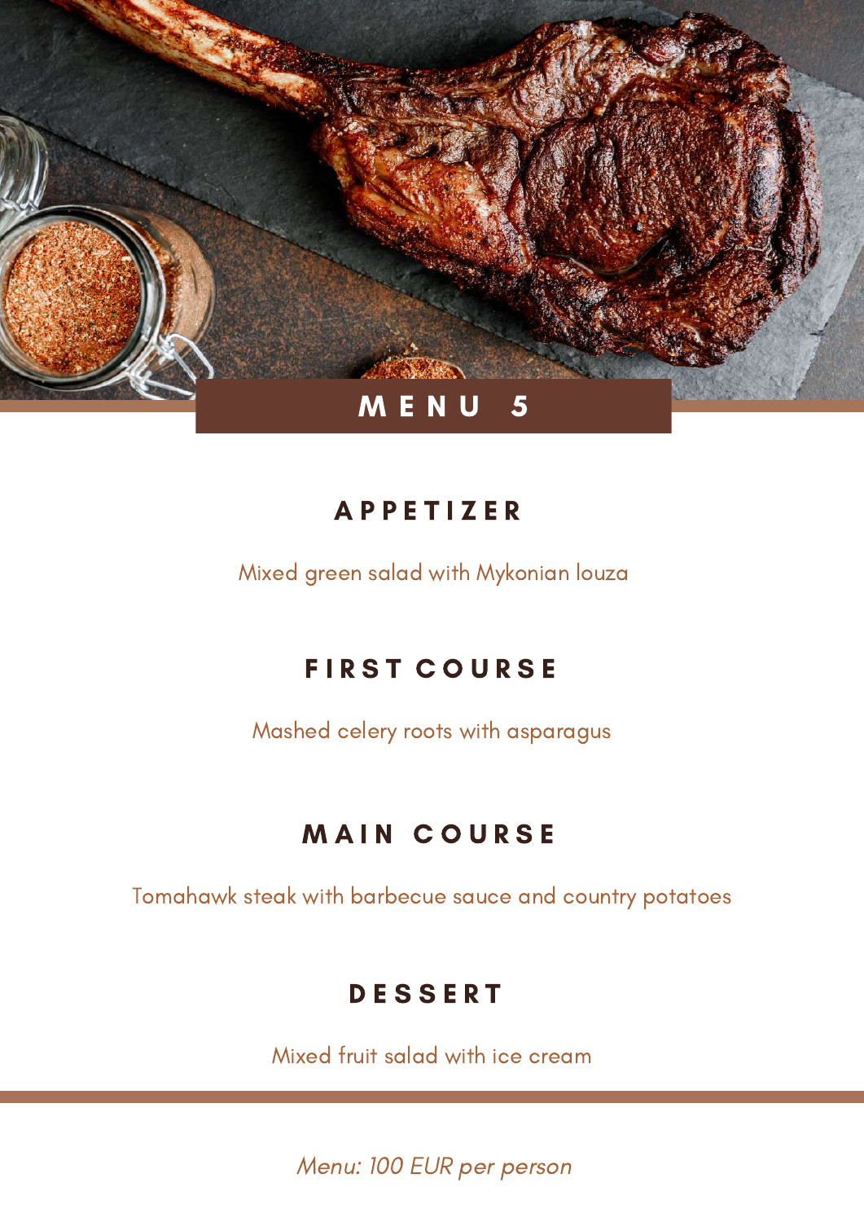# MENU 5

## APPETIZER

Mixed green salad with Mykonian louza

## FIRST COURSE

Mashed celery roots with asparagus

## MAIN COURSE

Tomahawk steak with barbecue sauce and country potatoes

## DESSERT

Mixed fruit salad with ice cream

*Menu: 100 EUR per person*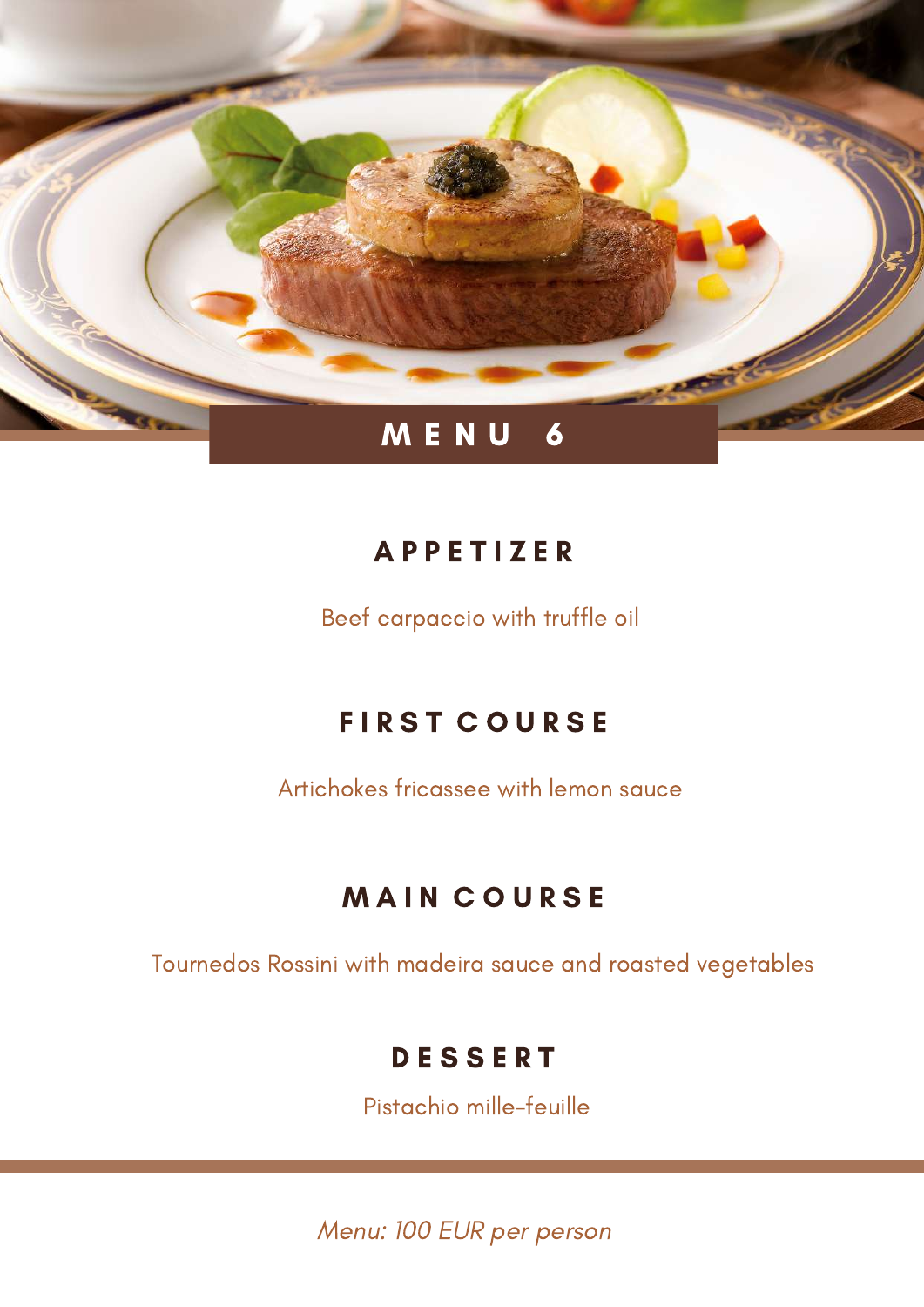# MENU 6

## APPETIZER

Beef carpaccio with truffle oil

## FIRST COURSE

Artichokes fricassee with lemon sauce

## MAIN COURSE

Tournedos Rossini with madeira sauce and roasted vegetables

## DESSERT

Pistachio mille-feuille

*Menu: 100 EUR per person*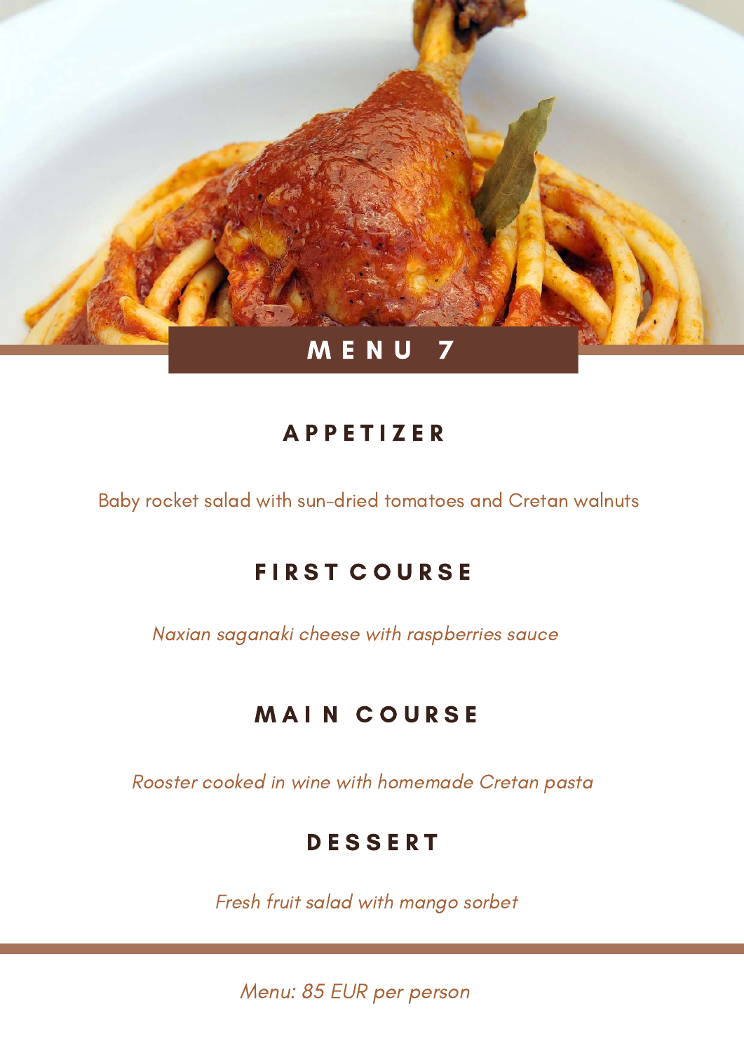# MENU 7

## APPETIZER

Baby rocket salad with sun-dried tomatoes and Cretan walnuts

## FIRST COURSE

*Naxian saganaki cheese with raspberries sauce*

## MAIN COURSE

*Rooster cooked in wine with homemade Cretan pasta*

## DESSERT

*Fresh fruit salad with mango sorbet*

*Menu: 85 EUR per person*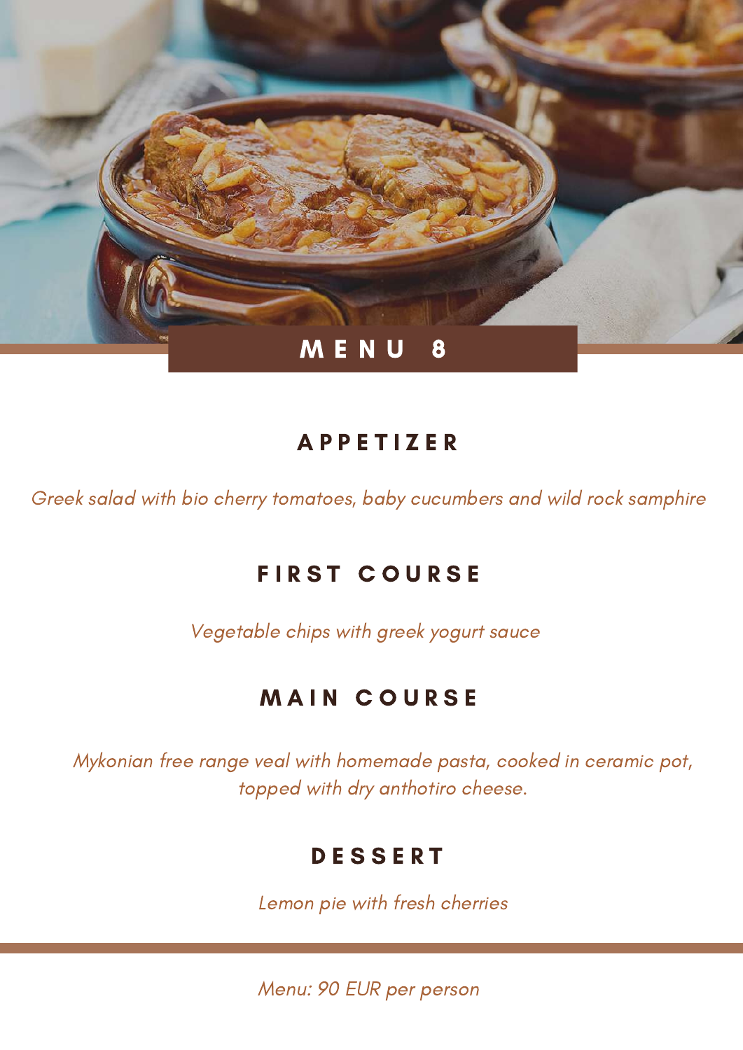# MENU 8

## APPETIZER

*Greek salad with bio cherry tomatoes, baby cucumbers and wild rock samphire*

## FIRST COURSE

*Vegetable chips with greek yogurt sauce*

## MAIN COURSE

*Mykonian free range veal with homemade pasta, cooked in ceramic pot, topped with dry anthotiro cheese.*

## DESSERT

*Lemon pie with fresh cherries*

---

*Menu: 90 EUR per person*